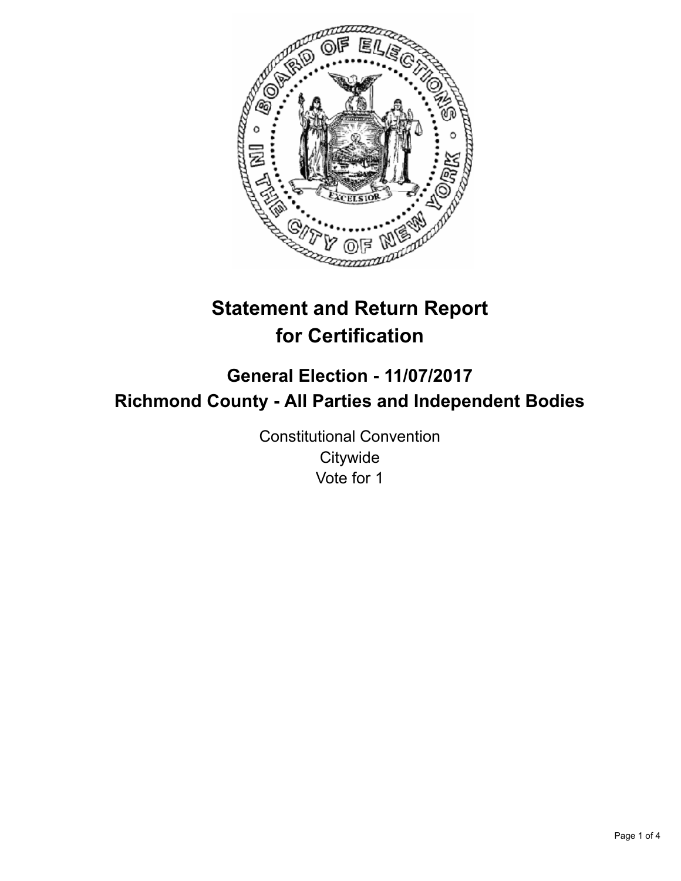# Statement and Return Report for Certification

## General Election - 11/07/2017
## Richmond County - All Parties and Independent Bodies

Constitutional Convention
Citywide
Vote for 1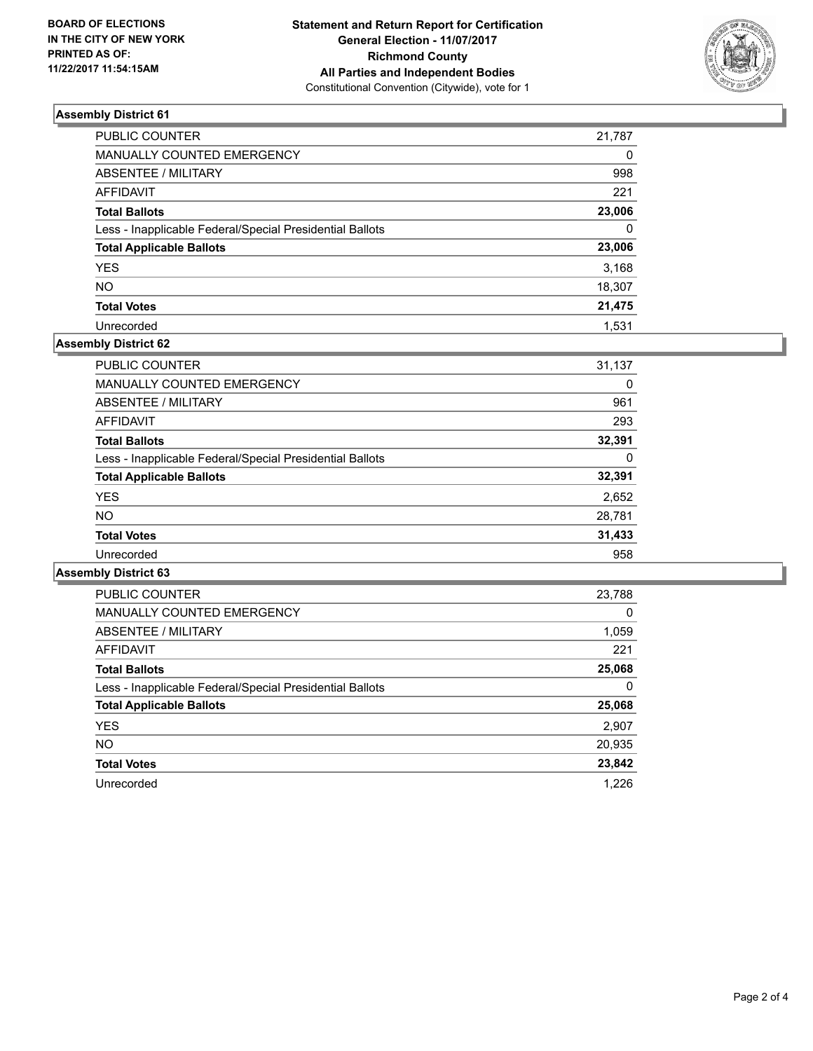BOARD OF ELECTIONS
IN THE CITY OF NEW YORK
PRINTED AS OF:
11/22/2017 11:54:15AM

**Statement and Return Report for Certification**
**General Election - 11/07/2017**
**Richmond County**
**All Parties and Independent Bodies**
Constitutional Convention (Citywide), vote for 1

## Assembly District 61

| | |
|---|---|
| PUBLIC COUNTER | 21,787 |
| MANUALLY COUNTED EMERGENCY | 0 |
| ABSENTEE / MILITARY | 998 |
| AFFIDAVIT | 221 |
| **Total Ballots** | **23,006** |
| Less - Inapplicable Federal/Special Presidential Ballots | 0 |
| **Total Applicable Ballots** | **23,006** |
| YES | 3,168 |
| NO | 18,307 |
| **Total Votes** | **21,475** |
| Unrecorded | 1,531 |

## Assembly District 62

| | |
|---|---|
| PUBLIC COUNTER | 31,137 |
| MANUALLY COUNTED EMERGENCY | 0 |
| ABSENTEE / MILITARY | 961 |
| AFFIDAVIT | 293 |
| **Total Ballots** | **32,391** |
| Less - Inapplicable Federal/Special Presidential Ballots | 0 |
| **Total Applicable Ballots** | **32,391** |
| YES | 2,652 |
| NO | 28,781 |
| **Total Votes** | **31,433** |
| Unrecorded | 958 |

## Assembly District 63

| | |
|---|---|
| PUBLIC COUNTER | 23,788 |
| MANUALLY COUNTED EMERGENCY | 0 |
| ABSENTEE / MILITARY | 1,059 |
| AFFIDAVIT | 221 |
| **Total Ballots** | **25,068** |
| Less - Inapplicable Federal/Special Presidential Ballots | 0 |
| **Total Applicable Ballots** | **25,068** |
| YES | 2,907 |
| NO | 20,935 |
| **Total Votes** | **23,842** |
| Unrecorded | 1,226 |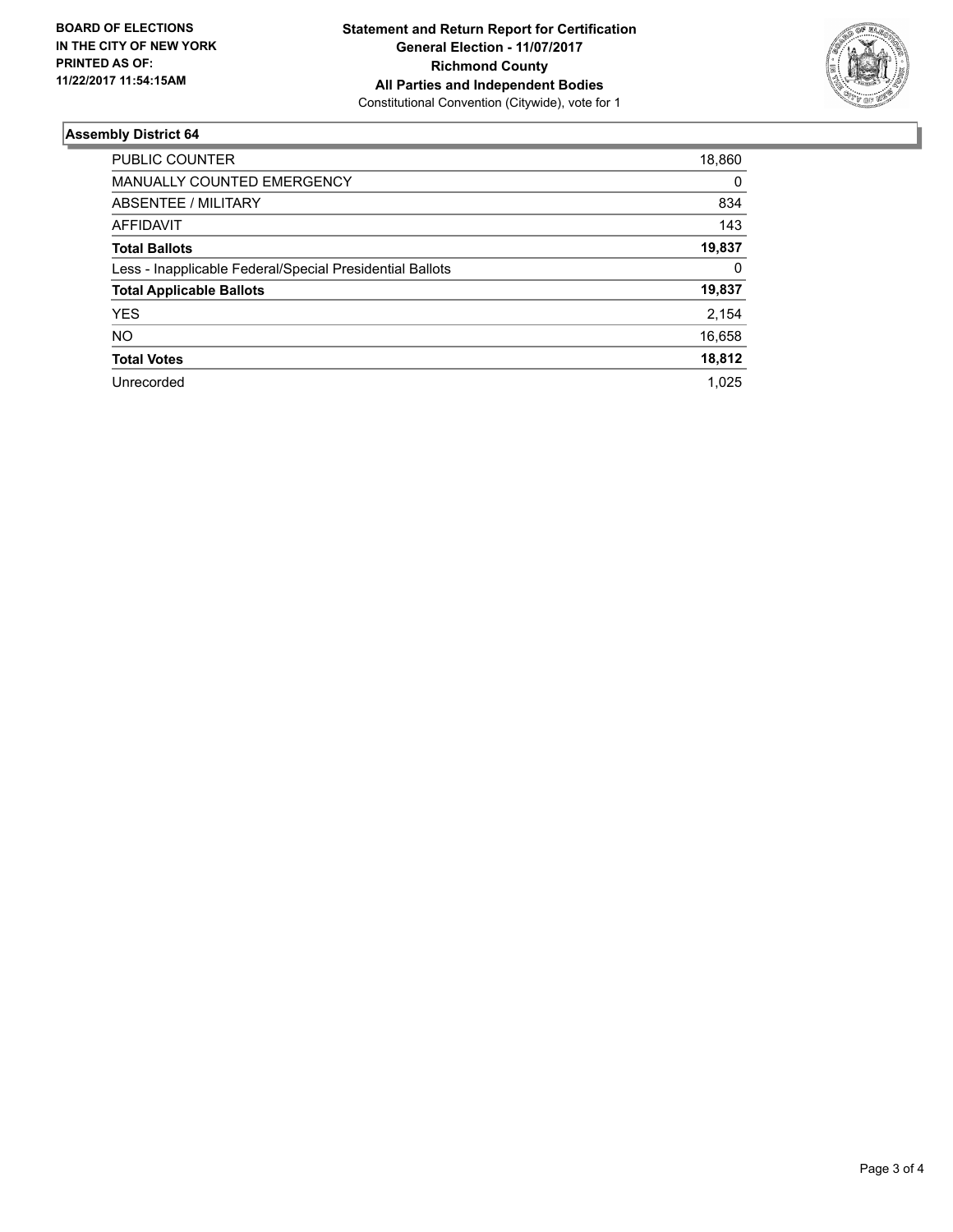**BOARD OF ELECTIONS IN THE CITY OF NEW YORK PRINTED AS OF: 11/22/2017 11:54:15AM**

**Statement and Return Report for Certification**
**General Election - 11/07/2017**
**Richmond County**
**All Parties and Independent Bodies**
Constitutional Convention (Citywide), vote for 1

## Assembly District 64

| | |
|---|---|
| PUBLIC COUNTER | 18,860 |
| MANUALLY COUNTED EMERGENCY | 0 |
| ABSENTEE / MILITARY | 834 |
| AFFIDAVIT | 143 |
| **Total Ballots** | **19,837** |
| Less - Inapplicable Federal/Special Presidential Ballots | 0 |
| **Total Applicable Ballots** | **19,837** |
| YES | 2,154 |
| NO | 16,658 |
| **Total Votes** | **18,812** |
| Unrecorded | 1,025 |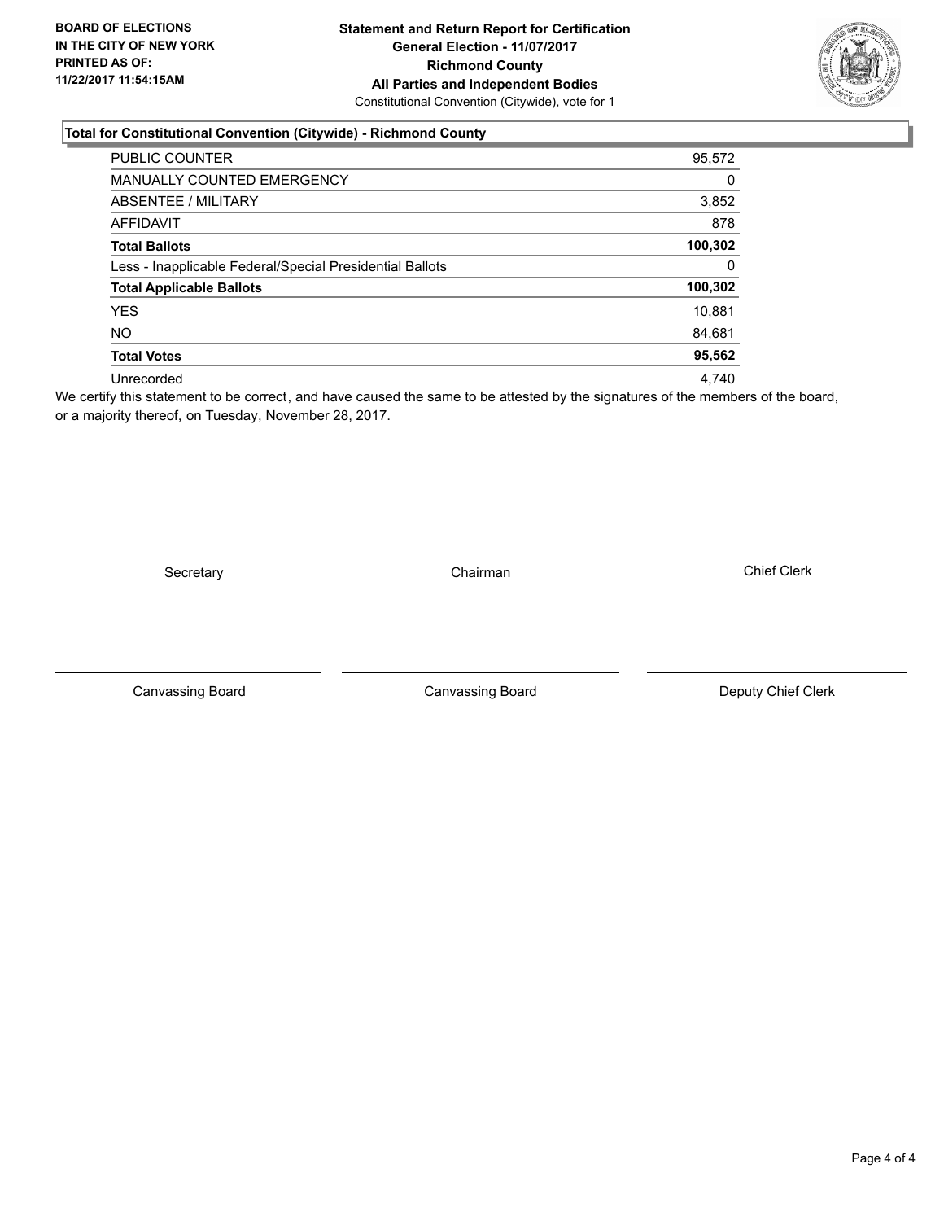**BOARD OF ELECTIONS IN THE CITY OF NEW YORK PRINTED AS OF: 11/22/2017 11:54:15AM**

**Statement and Return Report for Certification**
**General Election - 11/07/2017**
**Richmond County**
**All Parties and Independent Bodies**
Constitutional Convention (Citywide), vote for 1

### Total for Constitutional Convention (Citywide) - Richmond County

| | |
|---|---|
| PUBLIC COUNTER | 95,572 |
| MANUALLY COUNTED EMERGENCY | 0 |
| ABSENTEE / MILITARY | 3,852 |
| AFFIDAVIT | 878 |
| **Total Ballots** | **100,302** |
| Less - Inapplicable Federal/Special Presidential Ballots | 0 |
| **Total Applicable Ballots** | **100,302** |
| YES | 10,881 |
| NO | 84,681 |
| **Total Votes** | **95,562** |
| Unrecorded | 4,740 |

We certify this statement to be correct, and have caused the same to be attested by the signatures of the members of the board, or a majority thereof, on Tuesday, November 28, 2017.

Secretary

Chairman

Chief Clerk

Canvassing Board

Canvassing Board

Deputy Chief Clerk